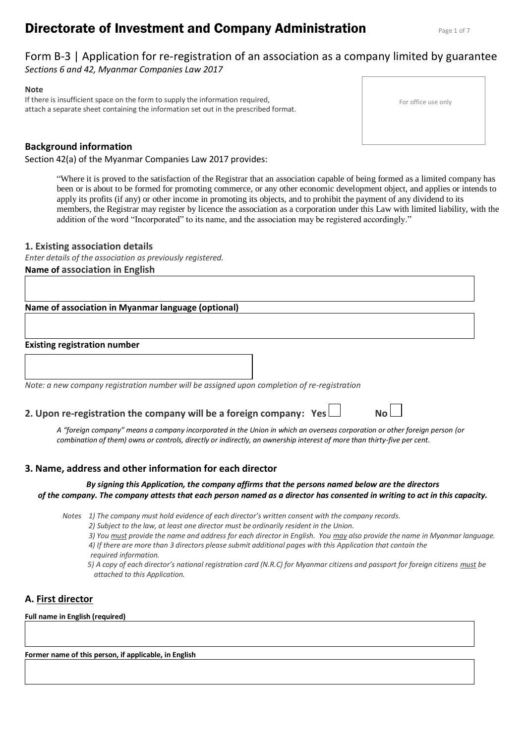# Directorate of Investment and Company Administration

## Form B-3 | Application for re-registration of an association as a company limited by guarantee

*Sections 6 and 42, Myanmar Companies Law 2017*

**Note**

If there is insufficient space on the form to supply the information required, attach a separate sheet containing the information set out in the prescribed format.

For office use only

### Background information

Section 42(a) of the Myanmar Companies Law 2017 provides:

> "Where it is proved to the satisfaction of the Registrar that an association capable of being formed as a limited company has been or is about to be formed for promoting commerce, or any other economic development object, and applies or intends to apply its profits (if any) or other income in promoting its objects, and to prohibit the payment of any dividend to its members, the Registrar may register by licence the association as a corporation under this Law with limited liability, with the addition of the word "Incorporated" to its name, and the association may be registered accordingly."

### 1. Existing association details

*Enter details of the association as previously registered.*

**Name of association in English**

**Name of association in Myanmar language (optional)**

**Existing registration number**

*Note: a new company registration number will be assigned upon completion of re-registration*

### 2. Upon re-registration the company will be a foreign company: Yes ☐ No ☐

*A "foreign company" means a company incorporated in the Union in which an overseas corporation or other foreign person (or combination of them) owns or controls, directly or indirectly, an ownership interest of more than thirty-five per cent.*

### 3. Name, address and other information for each director

***By signing this Application, the company affirms that the persons named below are the directors of the company. The company attests that each person named as a director has consented in writing to act in this capacity.***

*Notes*
1) *The company must hold evidence of each director's written consent with the company records.*
2) *Subject to the law, at least one director must be ordinarily resident in the Union.*
3) *You must provide the name and address for each director in English. You may also provide the name in Myanmar language.*
4) *If there are more than 3 directors please submit additional pages with this Application that contain the required information.*
5) *A copy of each director's national registration card (N.R.C) for Myanmar citizens and passport for foreign citizens must be attached to this Application.*

### A. First director

**Full name in English (required)**

**Former name of this person, if applicable, in English**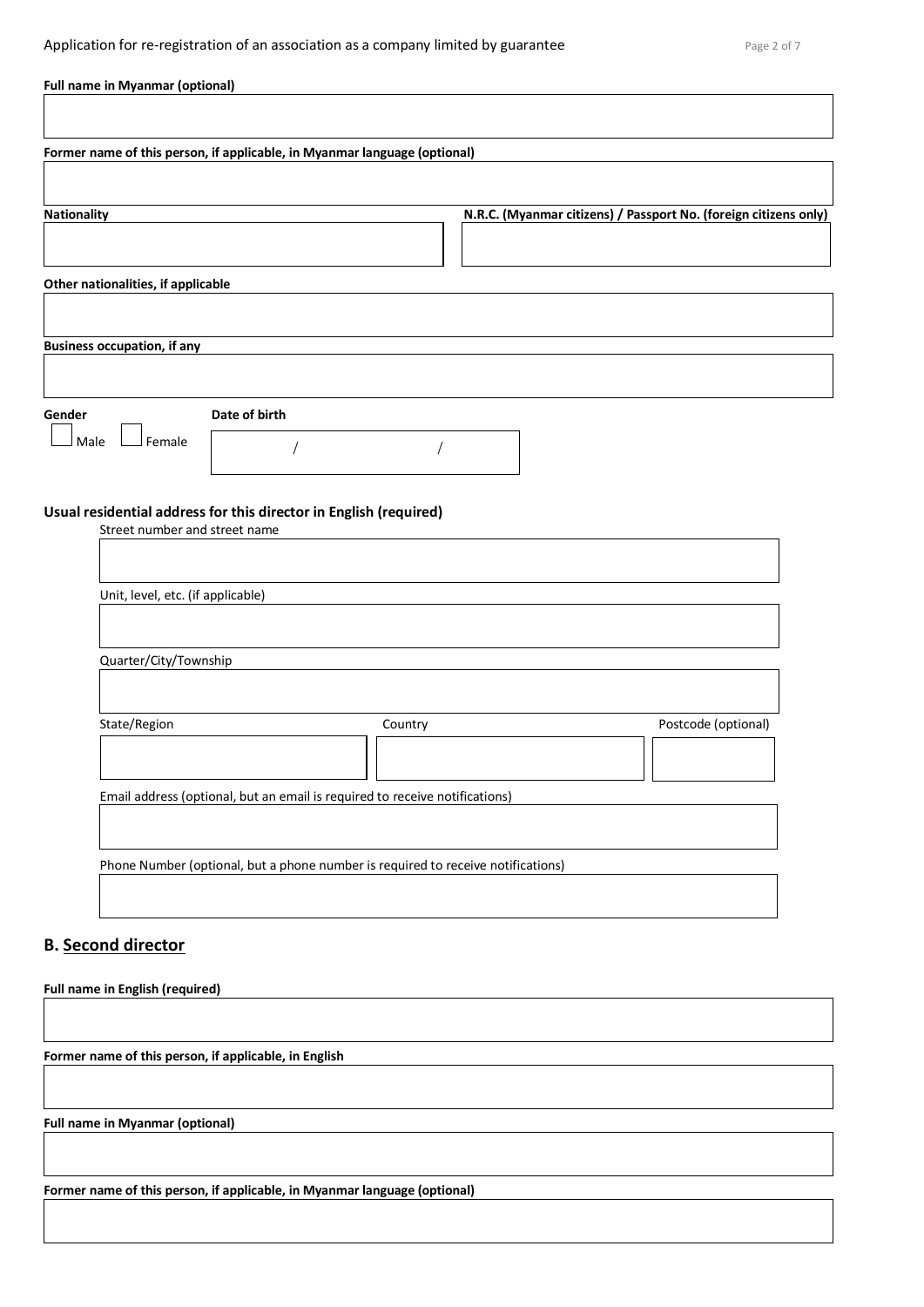**Full name in Myanmar (optional)**

**Former name of this person, if applicable, in Myanmar language (optional)**

**Nationality**

**N.R.C. (Myanmar citizens) / Passport No. (foreign citizens only)**

**Other nationalities, if applicable**

**Business occupation, if any**

**Gender**

☐ Male ☐ Female

**Date of birth**

/ /

**Usual residential address for this director in English (required)**

Street number and street name

Unit, level, etc. (if applicable)

Quarter/City/Township

State/Region

Country

Postcode (optional)

Email address (optional, but an email is required to receive notifications)

Phone Number (optional, but a phone number is required to receive notifications)

## B. Second director

**Full name in English (required)**

**Former name of this person, if applicable, in English**

**Full name in Myanmar (optional)**

**Former name of this person, if applicable, in Myanmar language (optional)**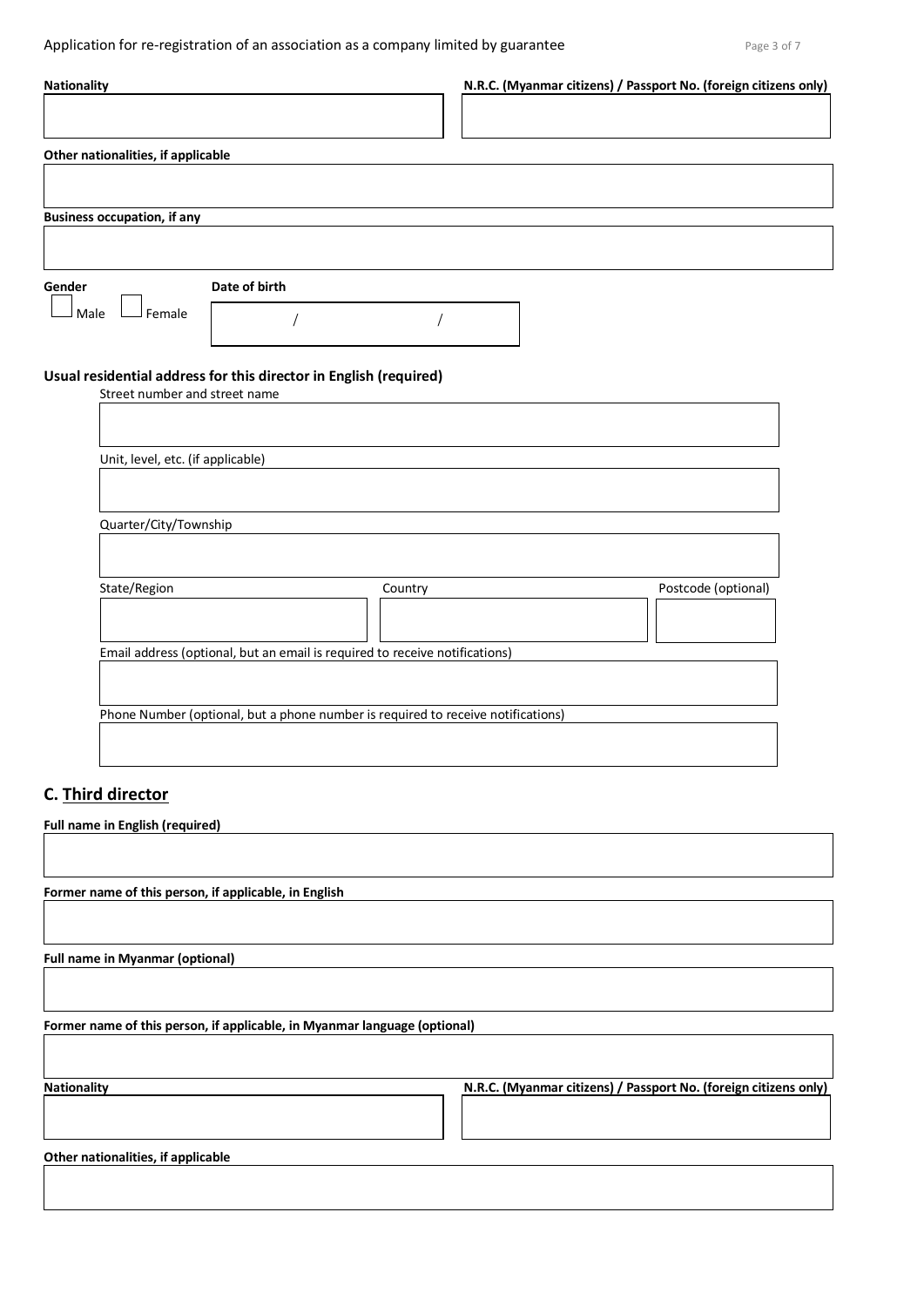**Nationality**

**N.R.C. (Myanmar citizens) / Passport No. (foreign citizens only)**

**Other nationalities, if applicable**

**Business occupation, if any**

**Gender**

☐ Male ☐ Female

**Date of birth**

/ /

**Usual residential address for this director in English (required)**

Street number and street name

Unit, level, etc. (if applicable)

Quarter/City/Township

State/Region

Country

Postcode (optional)

Email address (optional, but an email is required to receive notifications)

Phone Number (optional, but a phone number is required to receive notifications)

## C. Third director

**Full name in English (required)**

**Former name of this person, if applicable, in English**

**Full name in Myanmar (optional)**

**Former name of this person, if applicable, in Myanmar language (optional)**

**Nationality**

**N.R.C. (Myanmar citizens) / Passport No. (foreign citizens only)**

**Other nationalities, if applicable**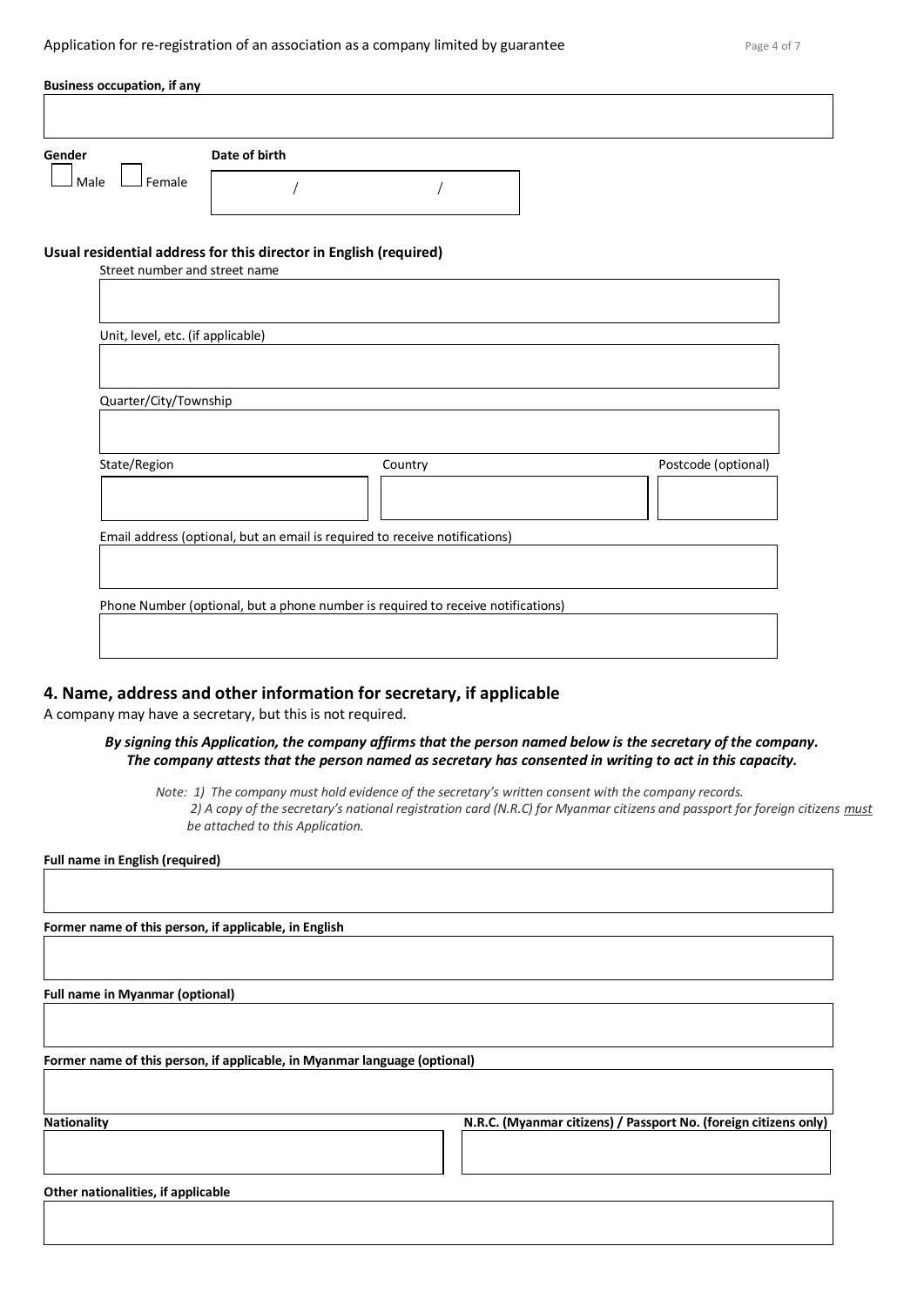**Business occupation, if any**

**Gender**

☐ Male ☐ Female

**Date of birth**

/ /

**Usual residential address for this director in English (required)**

Street number and street name

Unit, level, etc. (if applicable)

Quarter/City/Township

State/Region

Country

Postcode (optional)

Email address (optional, but an email is required to receive notifications)

Phone Number (optional, but a phone number is required to receive notifications)

## 4. Name, address and other information for secretary, if applicable

A company may have a secretary, but this is not required.

***By signing this Application, the company affirms that the person named below is the secretary of the company. The company attests that the person named as secretary has consented in writing to act in this capacity.***

*Note: 1) The company must hold evidence of the secretary's written consent with the company records.*
*2) A copy of the secretary's national registration card (N.R.C) for Myanmar citizens and passport for foreign citizens must be attached to this Application.*

**Full name in English (required)**

**Former name of this person, if applicable, in English**

**Full name in Myanmar (optional)**

**Former name of this person, if applicable, in Myanmar language (optional)**

**Nationality**

**N.R.C. (Myanmar citizens) / Passport No. (foreign citizens only)**

**Other nationalities, if applicable**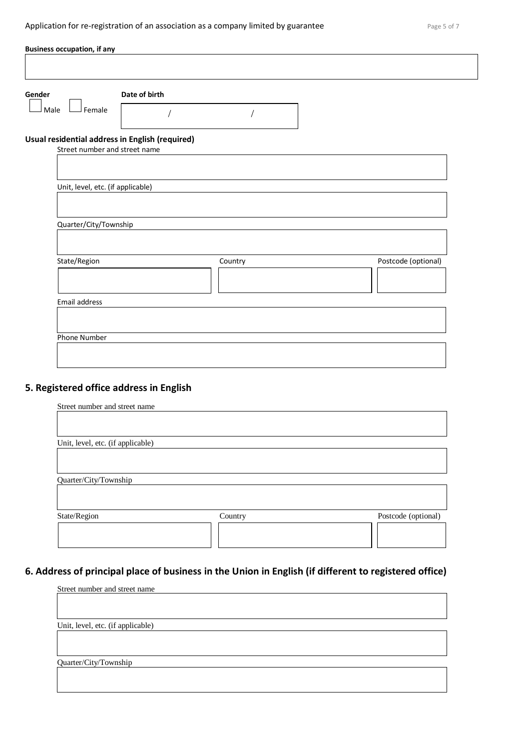**Business occupation, if any**

**Gender**

☐ Male ☐ Female

**Date of birth**

/ /

**Usual residential address in English (required)**

Street number and street name

Unit, level, etc. (if applicable)

Quarter/City/Township

State/Region

Country

Postcode (optional)

Email address

Phone Number

## 5. Registered office address in English

Street number and street name

Unit, level, etc. (if applicable)

Quarter/City/Township

State/Region

Country

Postcode (optional)

## 6. Address of principal place of business in the Union in English (if different to registered office)

Street number and street name

Unit, level, etc. (if applicable)

Quarter/City/Township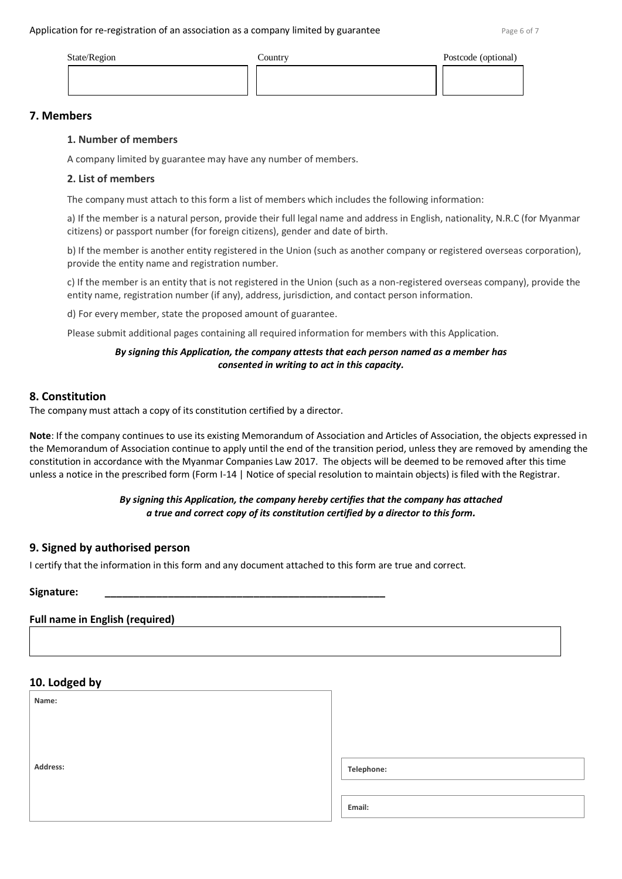| State/Region | Country | Postcode (optional) |
| --- | --- | --- |
| | | |

## 7. Members

### 1. Number of members

A company limited by guarantee may have any number of members.

### 2. List of members

The company must attach to this form a list of members which includes the following information:

a) If the member is a natural person, provide their full legal name and address in English, nationality, N.R.C (for Myanmar citizens) or passport number (for foreign citizens), gender and date of birth.

b) If the member is another entity registered in the Union (such as another company or registered overseas corporation), provide the entity name and registration number.

c) If the member is an entity that is not registered in the Union (such as a non-registered overseas company), provide the entity name, registration number (if any), address, jurisdiction, and contact person information.

d) For every member, state the proposed amount of guarantee.

Please submit additional pages containing all required information for members with this Application.

***By signing this Application, the company attests that each person named as a member has consented in writing to act in this capacity.***

## 8. Constitution

The company must attach a copy of its constitution certified by a director.

**Note**: If the company continues to use its existing Memorandum of Association and Articles of Association, the objects expressed in the Memorandum of Association continue to apply until the end of the transition period, unless they are removed by amending the constitution in accordance with the Myanmar Companies Law 2017. The objects will be deemed to be removed after this time unless a notice in the prescribed form (Form I-14 | Notice of special resolution to maintain objects) is filed with the Registrar.

***By signing this Application, the company hereby certifies that the company has attached a true and correct copy of its constitution certified by a director to this form.***

## 9. Signed by authorised person

I certify that the information in this form and any document attached to this form are true and correct.

**Signature:** ____________________________________________

**Full name in English (required)**

| |
| --- |
| |

## 10. Lodged by

| Name: | |
| --- | --- |
| Address: | Telephone: |
| | Email: |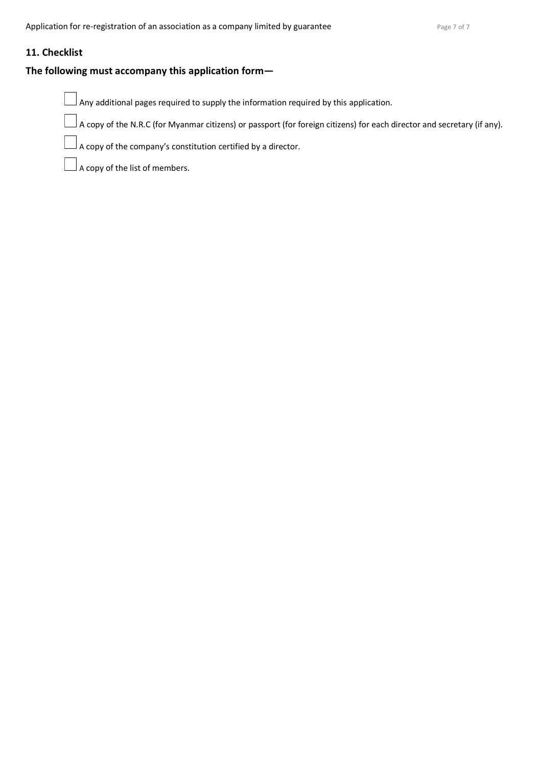## 11. Checklist

### The following must accompany this application form—

- [ ] Any additional pages required to supply the information required by this application.
- [ ] A copy of the N.R.C (for Myanmar citizens) or passport (for foreign citizens) for each director and secretary (if any).
- [ ] A copy of the company's constitution certified by a director.
- [ ] A copy of the list of members.